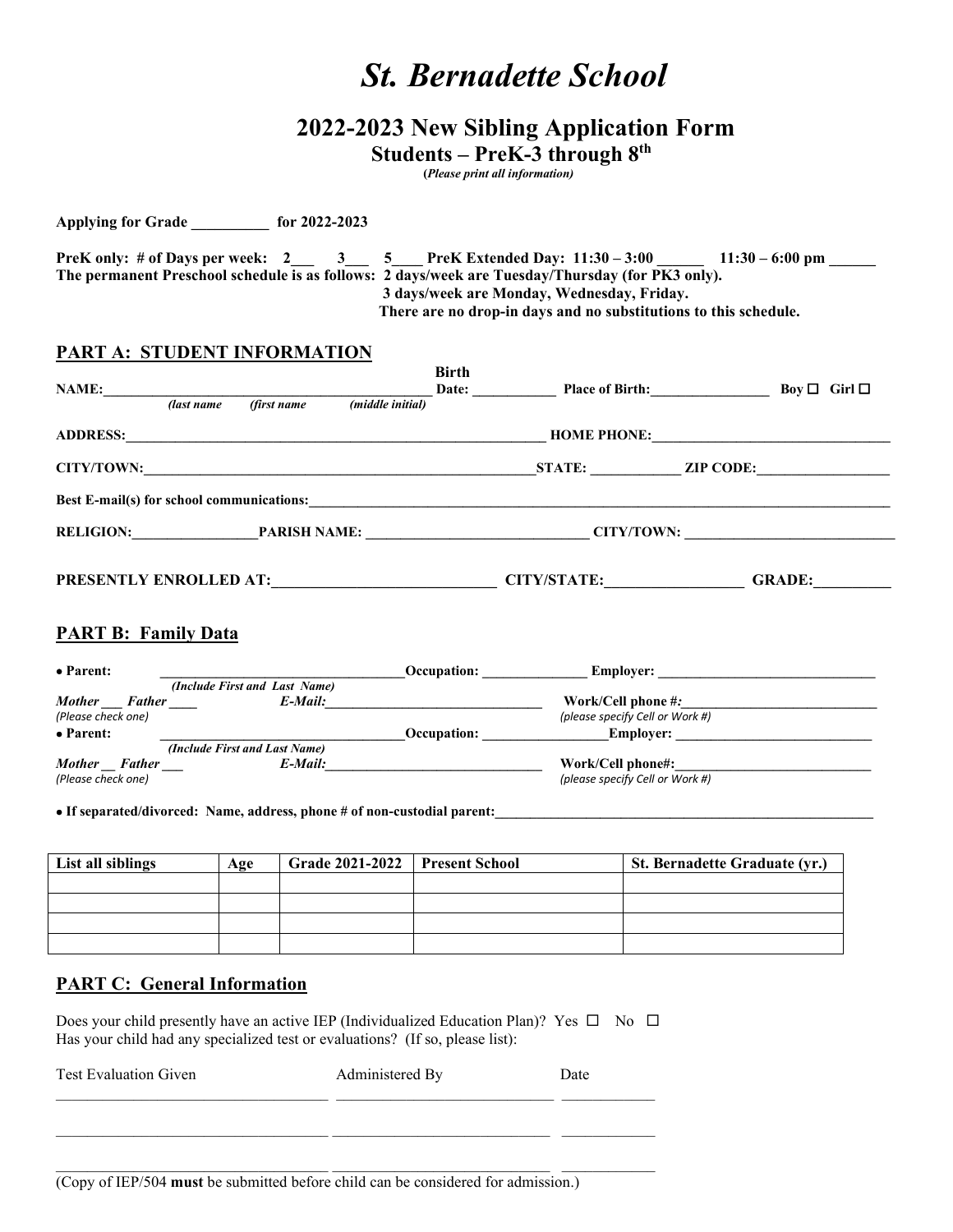# *St. Bernadette School*

## 2022-2023 New Sibling Application Form

### Students – PreK-3 through 8th

**(*Please print all information)***

**Applying for Grade __________ for 2022-2023**

**PreK only: # of Days per week: 2___ 3___ 5____ PreK Extended Day: 11:30 – 3:00 ______ 11:30 – 6:00 pm ______**
**The permanent Preschool schedule is as follows: 2 days/week are Tuesday/Thursday (for PK3 only).**
**3 days/week are Monday, Wednesday, Friday.**
**There are no drop-in days and no substitutions to this schedule.**

## PART A: STUDENT INFORMATION

**NAME:_______________________________________________** **Birth Date: ___________** **Place of Birth:_________________** **Boy ☐ Girl ☐**
*(last name (first name (middle initial)*

**ADDRESS:_____________________________________________________________ HOME PHONE:__________________________________**

**CITY/TOWN:________________________________________________________STATE: ____________ ZIP CODE:__________________**

**Best E-mail(s) for school communications:___________________________________________________________________________**

**RELIGION:_________________PARISH NAME: ______________________________ CITY/TOWN: _____________________________**

**PRESENTLY ENROLLED AT:_____________________________ CITY/STATE:__________________ GRADE:__________**

## PART B: Family Data

**• Parent:** __________________________________**Occupation:** _______________ **Employer:** ______________________________
**(*Include First and Last Name)***
***Mother*** ___ ***Father*** ____ ***E-Mail:***_______________________________ **Work/Cell phone #*:***___________________________
*(Please check one)* *(please specify Cell or Work #)*

**• Parent:** __________________________________**Occupation:** _________________**Employer:** ___________________________
**(*Include First and Last Name)***
***Mother*** __ ***Father*** ___ ***E-Mail:***_______________________________ **Work/Cell phone#:**____________________________
*(Please check one)* *(please specify Cell or Work #)*

**• If separated/divorced: Name, address, phone # of non-custodial parent:**_______________________________________________________

| List all siblings | Age | Grade 2021-2022 | Present School | St. Bernadette Graduate (yr.) |
|---|---|---|---|---|
| | | | | |
| | | | | |
| | | | | |
| | | | | |

## PART C: General Information

Does your child presently have an active IEP (Individualized Education Plan)? Yes ☐ No ☐
Has your child had any specialized test or evaluations? (If so, please list):

| Test Evaluation Given | Administered By | Date |
|---|---|---|
| | | |
| | | |
| | | |

(Copy of IEP/504 **must** be submitted before child can be considered for admission.)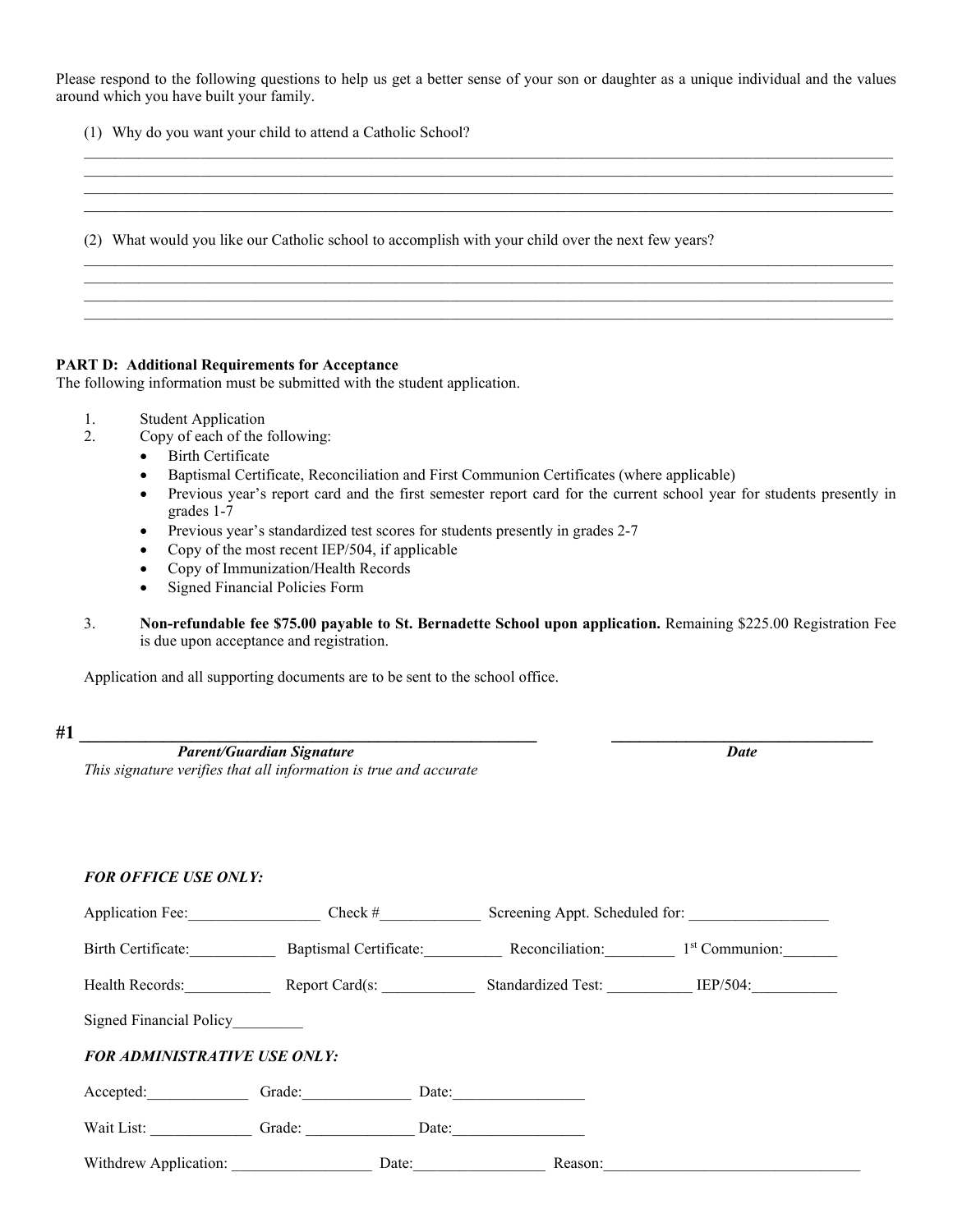Please respond to the following questions to help us get a better sense of your son or daughter as a unique individual and the values around which you have built your family.

(1) Why do you want your child to attend a Catholic School?

_______________________________________________________________________________________________
_______________________________________________________________________________________________
_______________________________________________________________________________________________
_______________________________________________________________________________________________

(2) What would you like our Catholic school to accomplish with your child over the next few years?

_______________________________________________________________________________________________
_______________________________________________________________________________________________
_______________________________________________________________________________________________
_______________________________________________________________________________________________

**PART D: Additional Requirements for Acceptance**

The following information must be submitted with the student application.

1. Student Application
2. Copy of each of the following:
   - Birth Certificate
   - Baptismal Certificate, Reconciliation and First Communion Certificates (where applicable)
   - Previous year's report card and the first semester report card for the current school year for students presently in grades 1-7
   - Previous year's standardized test scores for students presently in grades 2-7
   - Copy of the most recent IEP/504, if applicable
   - Copy of Immunization/Health Records
   - Signed Financial Policies Form
3. **Non-refundable fee $75.00 payable to St. Bernadette School upon application.** Remaining $225.00 Registration Fee is due upon acceptance and registration.

Application and all supporting documents are to be sent to the school office.

**#1** ____________________________________________________ ______________________________

***Parent/Guardian Signature*** ***Date***

*This signature verifies that all information is true and accurate*

***FOR OFFICE USE ONLY:***

Application Fee:_________________ Check #_____________ Screening Appt. Scheduled for: __________________

Birth Certificate:___________ Baptismal Certificate:__________ Reconciliation:_________ 1st Communion:_______

Health Records:___________ Report Card(s: ____________ Standardized Test: ___________ IEP/504:___________

Signed Financial Policy_________

***FOR ADMINISTRATIVE USE ONLY:***

Accepted:_____________ Grade:______________ Date:_________________

Wait List: _____________ Grade: ______________ Date:_________________

Withdrew Application: __________________ Date:_________________ Reason:_________________________________